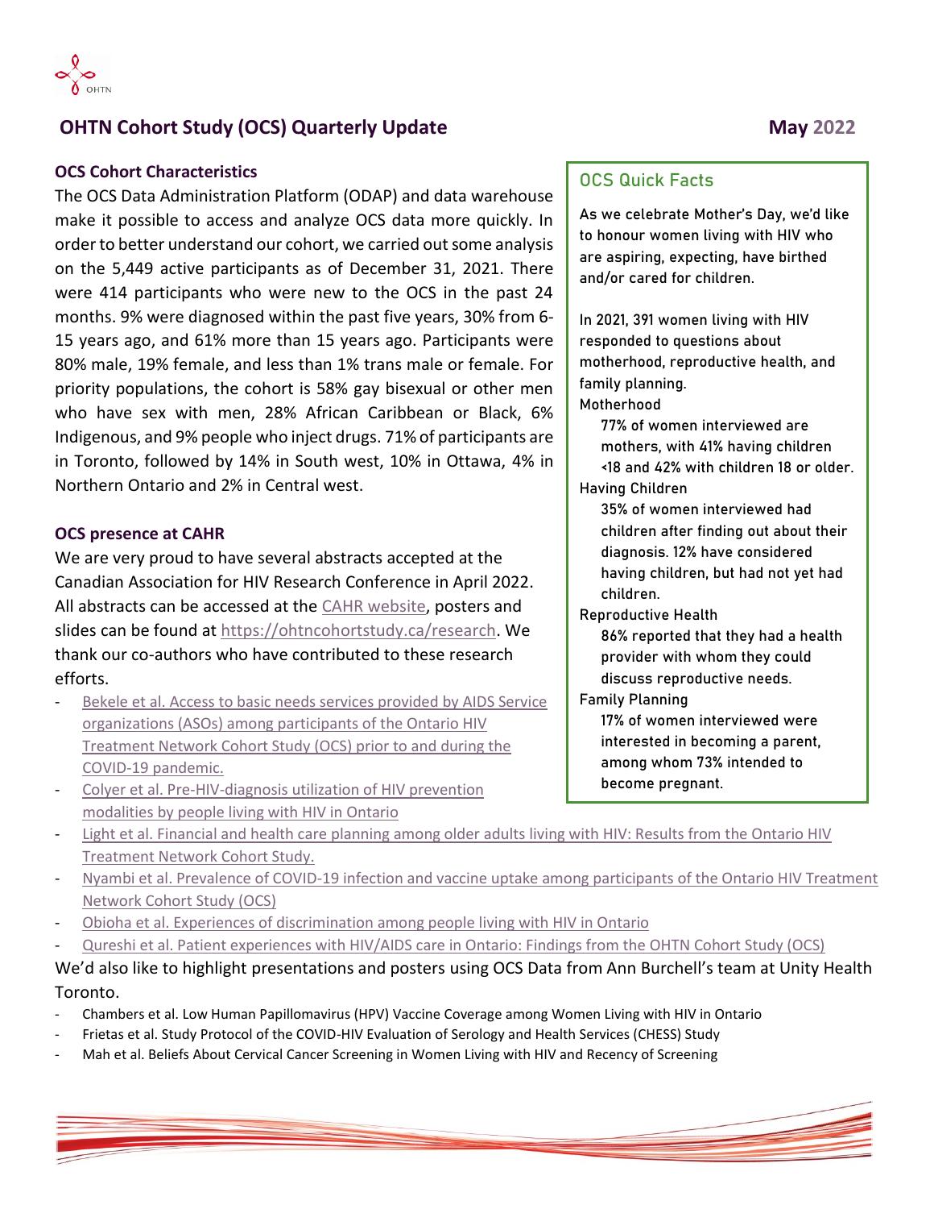# OHTN Cohort Study (OCS) Quarterly Update

**May 2022**

## OCS Cohort Characteristics

The OCS Data Administration Platform (ODAP) and data warehouse make it possible to access and analyze OCS data more quickly. In order to better understand our cohort, we carried out some analysis on the 5,449 active participants as of December 31, 2021. There were 414 participants who were new to the OCS in the past 24 months. 9% were diagnosed within the past five years, 30% from 6-15 years ago, and 61% more than 15 years ago. Participants were 80% male, 19% female, and less than 1% trans male or female. For priority populations, the cohort is 58% gay bisexual or other men who have sex with men, 28% African Caribbean or Black, 6% Indigenous, and 9% people who inject drugs. 71% of participants are in Toronto, followed by 14% in South west, 10% in Ottawa, 4% in Northern Ontario and 2% in Central west.

## OCS presence at CAHR

We are very proud to have several abstracts accepted at the Canadian Association for HIV Research Conference in April 2022. All abstracts can be accessed at the CAHR website, posters and slides can be found at https://ohtncohortstudy.ca/research. We thank our co-authors who have contributed to these research efforts.

- Bekele et al. Access to basic needs services provided by AIDS Service organizations (ASOs) among participants of the Ontario HIV Treatment Network Cohort Study (OCS) prior to and during the COVID-19 pandemic.
- Colyer et al. Pre-HIV-diagnosis utilization of HIV prevention modalities by people living with HIV in Ontario
- Light et al. Financial and health care planning among older adults living with HIV: Results from the Ontario HIV Treatment Network Cohort Study.
- Nyambi et al. Prevalence of COVID-19 infection and vaccine uptake among participants of the Ontario HIV Treatment Network Cohort Study (OCS)
- Obioha et al. Experiences of discrimination among people living with HIV in Ontario
- Qureshi et al. Patient experiences with HIV/AIDS care in Ontario: Findings from the OHTN Cohort Study (OCS)

We'd also like to highlight presentations and posters using OCS Data from Ann Burchell's team at Unity Health Toronto.

- Chambers et al. Low Human Papillomavirus (HPV) Vaccine Coverage among Women Living with HIV in Ontario
- Frietas et al. Study Protocol of the COVID-HIV Evaluation of Serology and Health Services (CHESS) Study
- Mah et al. Beliefs About Cervical Cancer Screening in Women Living with HIV and Recency of Screening

## OCS Quick Facts

As we celebrate Mother's Day, we'd like to honour women living with HIV who are aspiring, expecting, have birthed and/or cared for children.

In 2021, 391 women living with HIV responded to questions about motherhood, reproductive health, and family planning.

**Motherhood**

77% of women interviewed are mothers, with 41% having children <18 and 42% with children 18 or older.

**Having Children**

35% of women interviewed had children after finding out about their diagnosis. 12% have considered having children, but had not yet had children.

**Reproductive Health**

86% reported that they had a health provider with whom they could discuss reproductive needs.

**Family Planning**

17% of women interviewed were interested in becoming a parent, among whom 73% intended to become pregnant.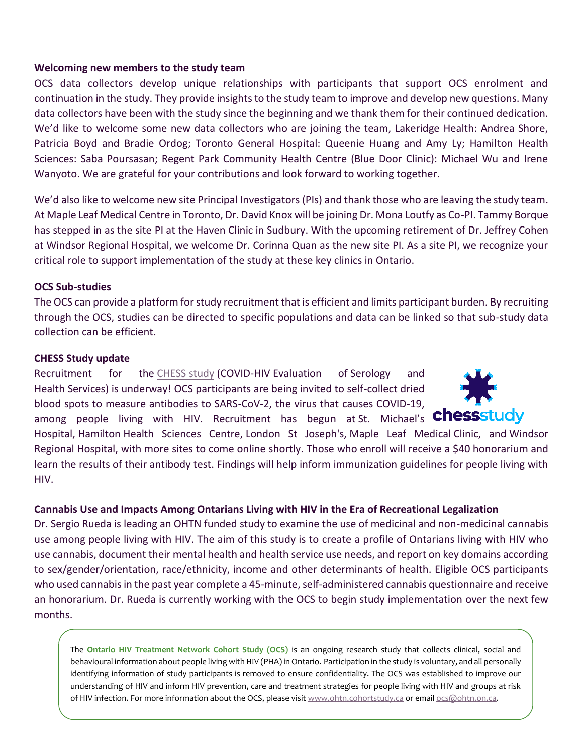**Welcoming new members to the study team**

OCS data collectors develop unique relationships with participants that support OCS enrolment and continuation in the study. They provide insights to the study team to improve and develop new questions. Many data collectors have been with the study since the beginning and we thank them for their continued dedication. We'd like to welcome some new data collectors who are joining the team, Lakeridge Health: Andrea Shore, Patricia Boyd and Bradie Ordog; Toronto General Hospital: Queenie Huang and Amy Ly; Hamilton Health Sciences: Saba Poursasan; Regent Park Community Health Centre (Blue Door Clinic): Michael Wu and Irene Wanyoto. We are grateful for your contributions and look forward to working together.

We'd also like to welcome new site Principal Investigators (PIs) and thank those who are leaving the study team. At Maple Leaf Medical Centre in Toronto, Dr. David Knox will be joining Dr. Mona Loutfy as Co-PI. Tammy Borque has stepped in as the site PI at the Haven Clinic in Sudbury. With the upcoming retirement of Dr. Jeffrey Cohen at Windsor Regional Hospital, we welcome Dr. Corinna Quan as the new site PI. As a site PI, we recognize your critical role to support implementation of the study at these key clinics in Ontario.

**OCS Sub-studies**

The OCS can provide a platform for study recruitment that is efficient and limits participant burden. By recruiting through the OCS, studies can be directed to specific populations and data can be linked so that sub-study data collection can be efficient.

**CHESS Study update**

Recruitment for the CHESS study (COVID-HIV Evaluation of Serology and Health Services) is underway! OCS participants are being invited to self-collect dried blood spots to measure antibodies to SARS-CoV-2, the virus that causes COVID-19, among people living with HIV. Recruitment has begun at St. Michael's Hospital, Hamilton Health Sciences Centre, London St Joseph's, Maple Leaf Medical Clinic, and Windsor Regional Hospital, with more sites to come online shortly. Those who enroll will receive a $40 honorarium and learn the results of their antibody test. Findings will help inform immunization guidelines for people living with HIV.

chessstudy

**Cannabis Use and Impacts Among Ontarians Living with HIV in the Era of Recreational Legalization**

Dr. Sergio Rueda is leading an OHTN funded study to examine the use of medicinal and non-medicinal cannabis use among people living with HIV. The aim of this study is to create a profile of Ontarians living with HIV who use cannabis, document their mental health and health service use needs, and report on key domains according to sex/gender/orientation, race/ethnicity, income and other determinants of health. Eligible OCS participants who used cannabis in the past year complete a 45-minute, self-administered cannabis questionnaire and receive an honorarium. Dr. Rueda is currently working with the OCS to begin study implementation over the next few months.

The **Ontario HIV Treatment Network Cohort Study (OCS)** is an ongoing research study that collects clinical, social and behavioural information about people living with HIV (PHA) in Ontario. Participation in the study is voluntary, and all personally identifying information of study participants is removed to ensure confidentiality. The OCS was established to improve our understanding of HIV and inform HIV prevention, care and treatment strategies for people living with HIV and groups at risk of HIV infection. For more information about the OCS, please visit www.ohtn.cohortstudy.ca or email ocs@ohtn.on.ca.